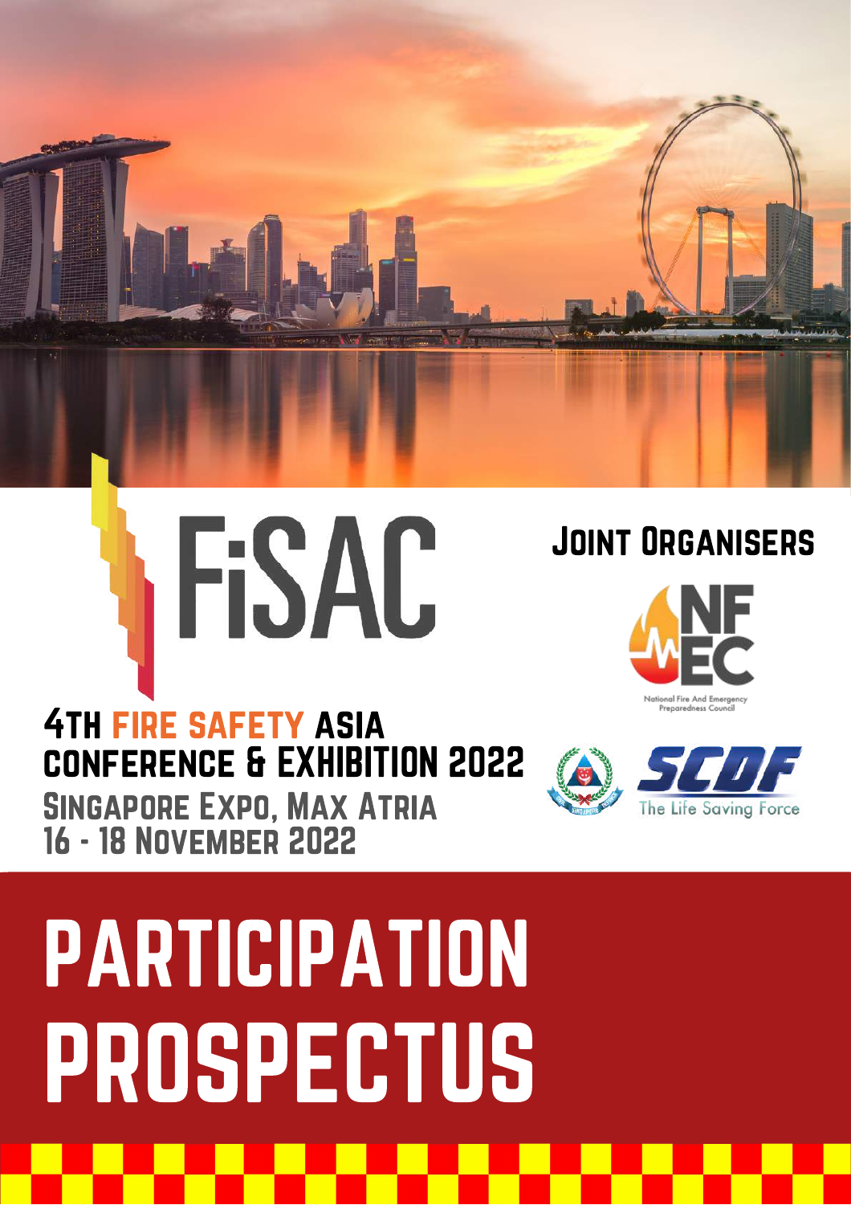# FiSAC

## Joint Organisers

National Fire And Emergency Preparedness Council

SCDF The Life Saving Force

## 4th Fire Safety Asia Conference & Exhibition 2022

Singapore Expo, Max Atria
16 - 18 November 2022

# Participation Prospectus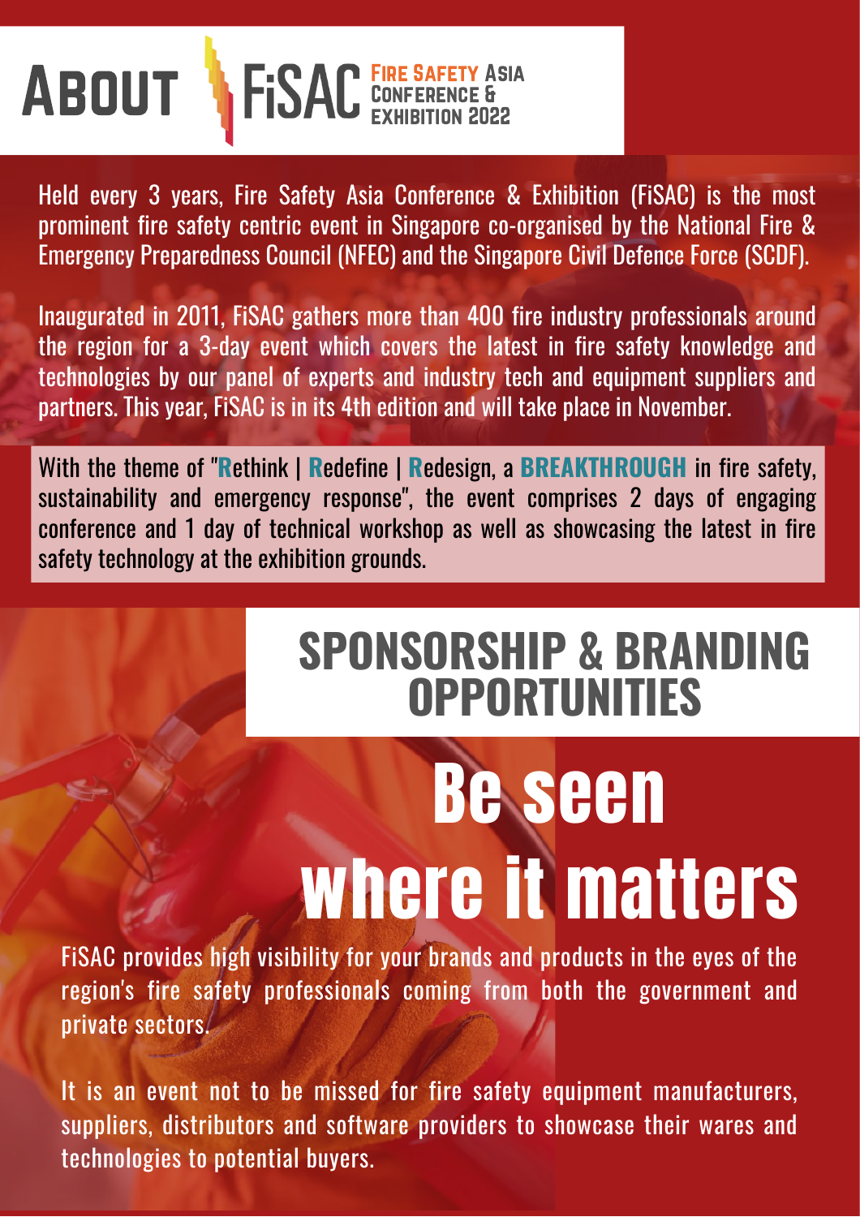# ABOUT FiSAC FIRE SAFETY ASIA CONFERENCE & EXHIBITION 2022

Held every 3 years, Fire Safety Asia Conference & Exhibition (FiSAC) is the most prominent fire safety centric event in Singapore co-organised by the National Fire & Emergency Preparedness Council (NFEC) and the Singapore Civil Defence Force (SCDF).

Inaugurated in 2011, FiSAC gathers more than 400 fire industry professionals around the region for a 3-day event which covers the latest in fire safety knowledge and technologies by our panel of experts and industry tech and equipment suppliers and partners. This year, FiSAC is in its 4th edition and will take place in November.

With the theme of "**R**ethink | **R**edefine | **R**edesign, a **BREAKTHROUGH** in fire safety, sustainability and emergency response", the event comprises 2 days of engaging conference and 1 day of technical workshop as well as showcasing the latest in fire safety technology at the exhibition grounds.

## SPONSORSHIP & BRANDING OPPORTUNITIES

# Be seen where it matters

FiSAC provides high visibility for your brands and products in the eyes of the region's fire safety professionals coming from both the government and private sectors.

It is an event not to be missed for fire safety equipment manufacturers, suppliers, distributors and software providers to showcase their wares and technologies to potential buyers.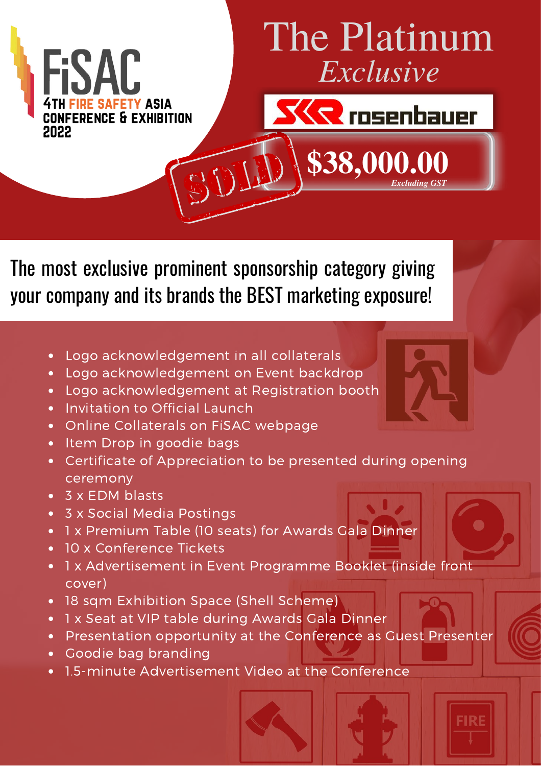FiSAC

4TH FIRE SAFETY ASIA CONFERENCE & EXHIBITION 2022

# The Platinum *Exclusive*

rosenbauer

SOLD

**$38,000.00**

*Excluding GST*

The most exclusive prominent sponsorship category giving your company and its brands the BEST marketing exposure!

- Logo acknowledgement in all collaterals
- Logo acknowledgement on Event backdrop
- Logo acknowledgement at Registration booth
- Invitation to Official Launch
- Online Collaterals on FiSAC webpage
- Item Drop in goodie bags
- Certificate of Appreciation to be presented during opening ceremony
- 3 x EDM blasts
- 3 x Social Media Postings
- 1 x Premium Table (10 seats) for Awards Gala Dinner
- 10 x Conference Tickets
- 1 x Advertisement in Event Programme Booklet (inside front cover)
- 18 sqm Exhibition Space (Shell Scheme)
- 1 x Seat at VIP table during Awards Gala Dinner
- Presentation opportunity at the Conference as Guest Presenter
- Goodie bag branding
- 1.5-minute Advertisement Video at the Conference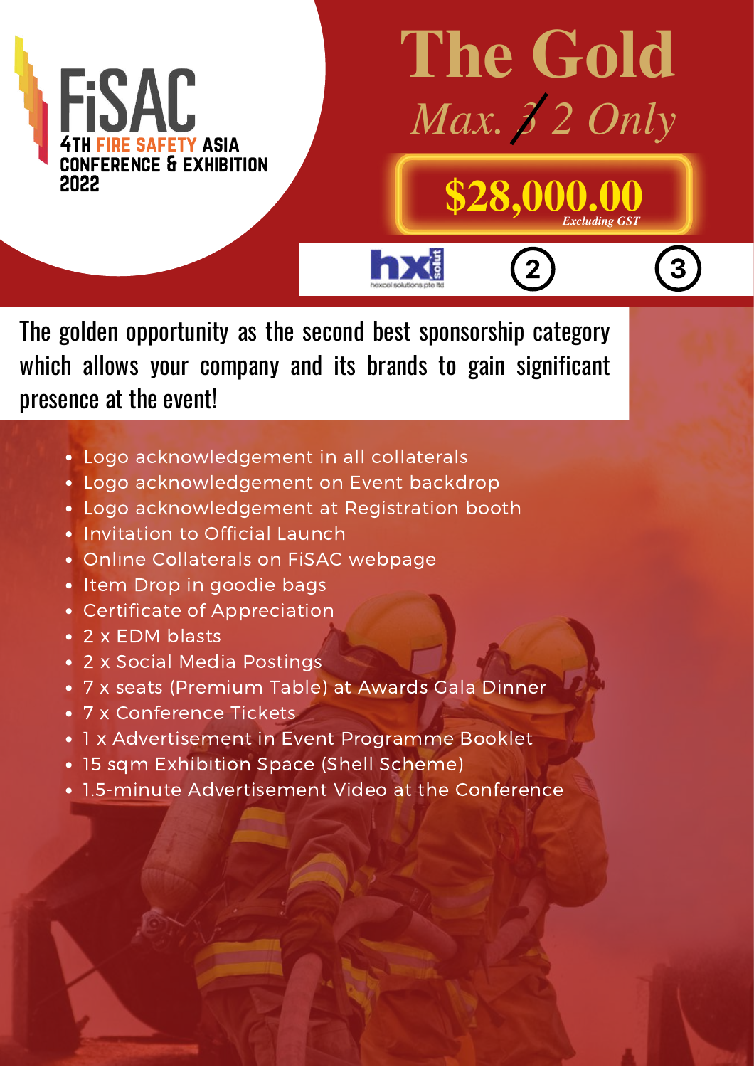FiSAC

4TH FIRE SAFETY ASIA CONFERENCE & EXHIBITION 2022

# The Gold

*Max. ~~3~~ 2 Only*

**$28,000.00** *Excluding GST*

hxl solut hexcel solutions pte ltd | 2 | 3

The golden opportunity as the second best sponsorship category which allows your company and its brands to gain significant presence at the event!

- Logo acknowledgement in all collaterals
- Logo acknowledgement on Event backdrop
- Logo acknowledgement at Registration booth
- Invitation to Official Launch
- Online Collaterals on FiSAC webpage
- Item Drop in goodie bags
- Certificate of Appreciation
- 2 x EDM blasts
- 2 x Social Media Postings
- 7 x seats (Premium Table) at Awards Gala Dinner
- 7 x Conference Tickets
- 1 x Advertisement in Event Programme Booklet
- 15 sqm Exhibition Space (Shell Scheme)
- 1.5-minute Advertisement Video at the Conference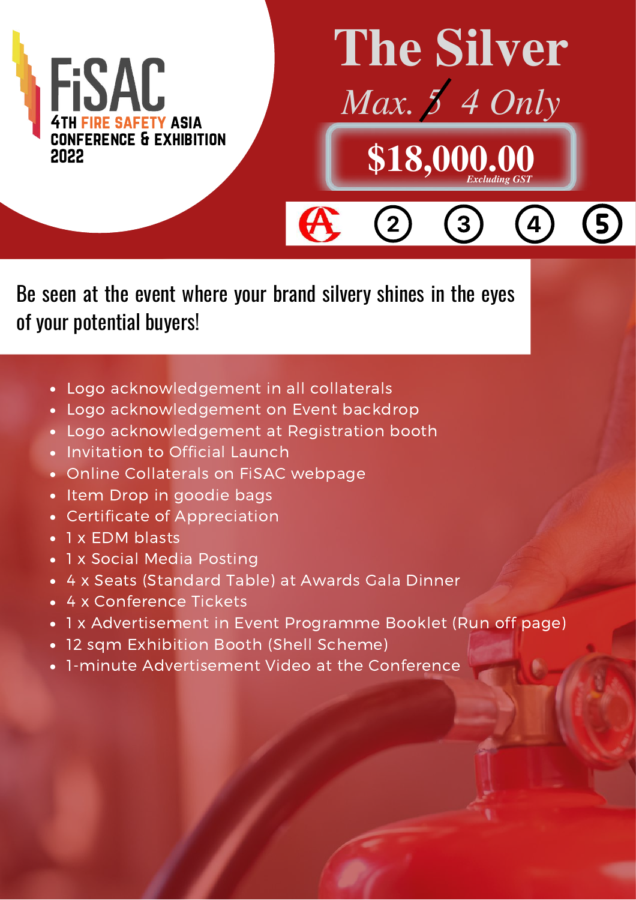FiSAC
4TH FIRE SAFETY ASIA CONFERENCE & EXHIBITION 2022

# The Silver

*Max. ~~5~~ 4 Only*

**$18,000.00** *Excluding GST*

2 3 4 5

Be seen at the event where your brand silvery shines in the eyes of your potential buyers!

- Logo acknowledgement in all collaterals
- Logo acknowledgement on Event backdrop
- Logo acknowledgement at Registration booth
- Invitation to Official Launch
- Online Collaterals on FiSAC webpage
- Item Drop in goodie bags
- Certificate of Appreciation
- 1 x EDM blasts
- 1 x Social Media Posting
- 4 x Seats (Standard Table) at Awards Gala Dinner
- 4 x Conference Tickets
- 1 x Advertisement in Event Programme Booklet (Run off page)
- 12 sqm Exhibition Booth (Shell Scheme)
- 1-minute Advertisement Video at the Conference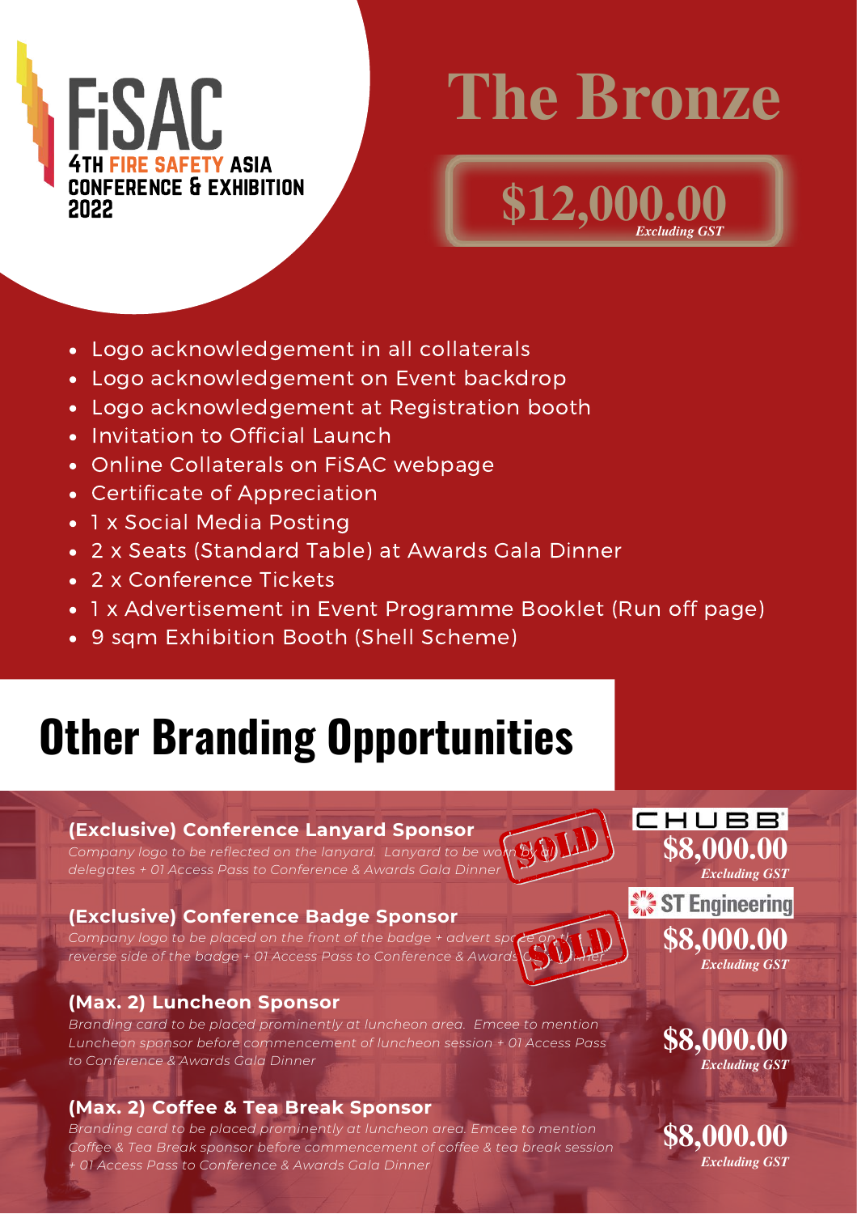FiSAC
4TH FIRE SAFETY ASIA CONFERENCE & EXHIBITION 2022

# The Bronze

**$12,000.00** *Excluding GST*

- Logo acknowledgement in all collaterals
- Logo acknowledgement on Event backdrop
- Logo acknowledgement at Registration booth
- Invitation to Official Launch
- Online Collaterals on FiSAC webpage
- Certificate of Appreciation
- 1 x Social Media Posting
- 2 x Seats (Standard Table) at Awards Gala Dinner
- 2 x Conference Tickets
- 1 x Advertisement in Event Programme Booklet (Run off page)
- 9 sqm Exhibition Booth (Shell Scheme)

# Other Branding Opportunities

### (Exclusive) Conference Lanyard Sponsor

*Company logo to be reflected on the lanyard. Lanyard to be worn by all delegates + 01 Access Pass to Conference & Awards Gala Dinner*

SOLD — CHUBB

**$8,000.00** *Excluding GST*

### (Exclusive) Conference Badge Sponsor

*Company logo to be placed on the front of the badge + advert space on the reverse side of the badge + 01 Access Pass to Conference & Awards Gala Dinner*

SOLD — ST Engineering

**$8,000.00** *Excluding GST*

### (Max. 2) Luncheon Sponsor

*Branding card to be placed prominently at luncheon area. Emcee to mention Luncheon sponsor before commencement of luncheon session + 01 Access Pass to Conference & Awards Gala Dinner*

**$8,000.00** *Excluding GST*

### (Max. 2) Coffee & Tea Break Sponsor

*Branding card to be placed prominently at luncheon area. Emcee to mention Coffee & Tea Break sponsor before commencement of coffee & tea break session + 01 Access Pass to Conference & Awards Gala Dinner*

**$8,000.00** *Excluding GST*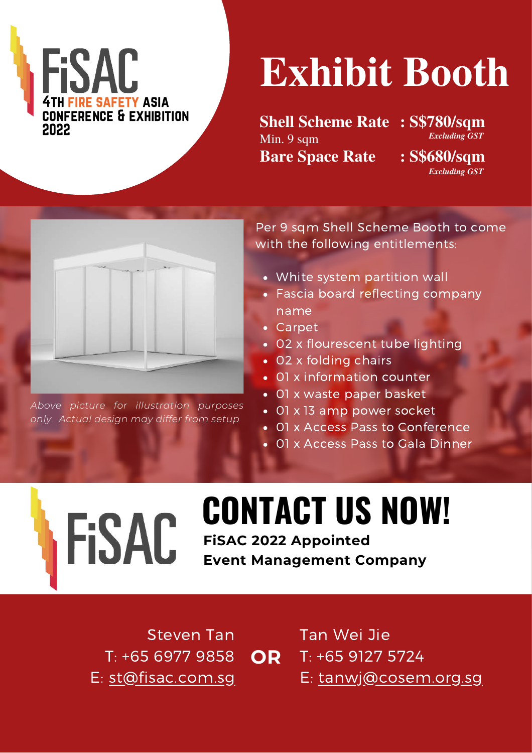FiSAC

4TH FIRE SAFETY ASIA CONFERENCE & EXHIBITION 2022

# Exhibit Booth

**Shell Scheme Rate : S$780/sqm**
Min. 9 sqm *Excluding GST*

**Bare Space Rate : S$680/sqm**
*Excluding GST*

*Above picture for illustration purposes only. Actual design may differ from setup*

Per 9 sqm Shell Scheme Booth to come with the following entitlements:

- White system partition wall
- Fascia board reflecting company name
- Carpet
- 02 x flourescent tube lighting
- 02 x folding chairs
- 01 x information counter
- 01 x waste paper basket
- 01 x 13 amp power socket
- 01 x Access Pass to Conference
- 01 x Access Pass to Gala Dinner

FiSAC

# CONTACT US NOW!

**FiSAC 2022 Appointed Event Management Company**

Steven Tan
T: +65 6977 9858
E: st@fisac.com.sg

**OR**

Tan Wei Jie
T: +65 9127 5724
E: tanwj@cosem.org.sg